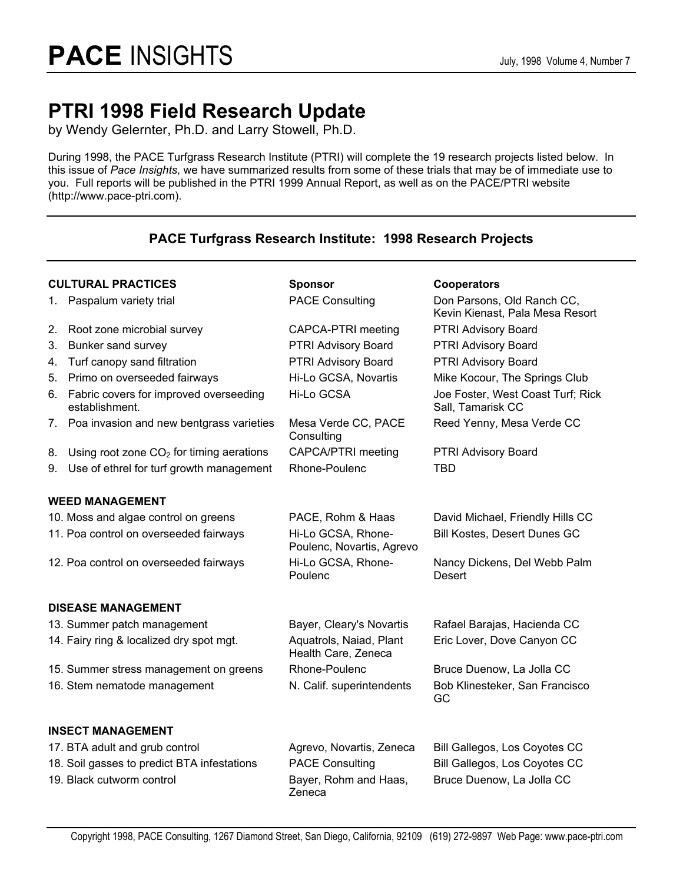# PACE INSIGHTS

July, 1998 Volume 4, Number 7

## PTRI 1998 Field Research Update

by Wendy Gelernter, Ph.D. and Larry Stowell, Ph.D.

During 1998, the PACE Turfgrass Research Institute (PTRI) will complete the 19 research projects listed below. In this issue of *Pace Insights,* we have summarized results from some of these trials that may be of immediate use to you. Full reports will be published in the PTRI 1999 Annual Report, as well as on the PACE/PTRI website (http://www.pace-ptri.com).

### PACE Turfgrass Research Institute: 1998 Research Projects

| **CULTURAL PRACTICES** | **Sponsor** | **Cooperators** |
|---|---|---|
| 1. Paspalum variety trial | PACE Consulting | Don Parsons, Old Ranch CC, Kevin Kienast, Pala Mesa Resort |
| 2. Root zone microbial survey | CAPCA-PTRI meeting | PTRI Advisory Board |
| 3. Bunker sand survey | PTRI Advisory Board | PTRI Advisory Board |
| 4. Turf canopy sand filtration | PTRI Advisory Board | PTRI Advisory Board |
| 5. Primo on overseeded fairways | Hi-Lo GCSA, Novartis | Mike Kocour, The Springs Club |
| 6. Fabric covers for improved overseeding establishment. | Hi-Lo GCSA | Joe Foster, West Coast Turf; Rick Sall, Tamarisk CC |
| 7. Poa invasion and new bentgrass varieties | Mesa Verde CC, PACE Consulting | Reed Yenny, Mesa Verde CC |
| 8. Using root zone $CO_2$ for timing aerations | CAPCA/PTRI meeting | PTRI Advisory Board |
| 9. Use of ethrel for turf growth management | Rhone-Poulenc | TBD |
| **WEED MANAGEMENT** | | |
| 10. Moss and algae control on greens | PACE, Rohm & Haas | David Michael, Friendly Hills CC |
| 11. Poa control on overseeded fairways | Hi-Lo GCSA, Rhone-Poulenc, Novartis, Agrevo | Bill Kostes, Desert Dunes GC |
| 12. Poa control on overseeded fairways | Hi-Lo GCSA, Rhone-Poulenc | Nancy Dickens, Del Webb Palm Desert |
| **DISEASE MANAGEMENT** | | |
| 13. Summer patch management | Bayer, Cleary's Novartis | Rafael Barajas, Hacienda CC |
| 14. Fairy ring & localized dry spot mgt. | Aquatrols, Naiad, Plant Health Care, Zeneca | Eric Lover, Dove Canyon CC |
| 15. Summer stress management on greens | Rhone-Poulenc | Bruce Duenow, La Jolla CC |
| 16. Stem nematode management | N. Calif. superintendents | Bob Klinesteker, San Francisco GC |
| **INSECT MANAGEMENT** | | |
| 17. BTA adult and grub control | Agrevo, Novartis, Zeneca | Bill Gallegos, Los Coyotes CC |
| 18. Soil gasses to predict BTA infestations | PACE Consulting | Bill Gallegos, Los Coyotes CC |
| 19. Black cutworm control | Bayer, Rohm and Haas, Zeneca | Bruce Duenow, La Jolla CC |

Copyright 1998, PACE Consulting, 1267 Diamond Street, San Diego, California, 92109 (619) 272-9897 Web Page: www.pace-ptri.com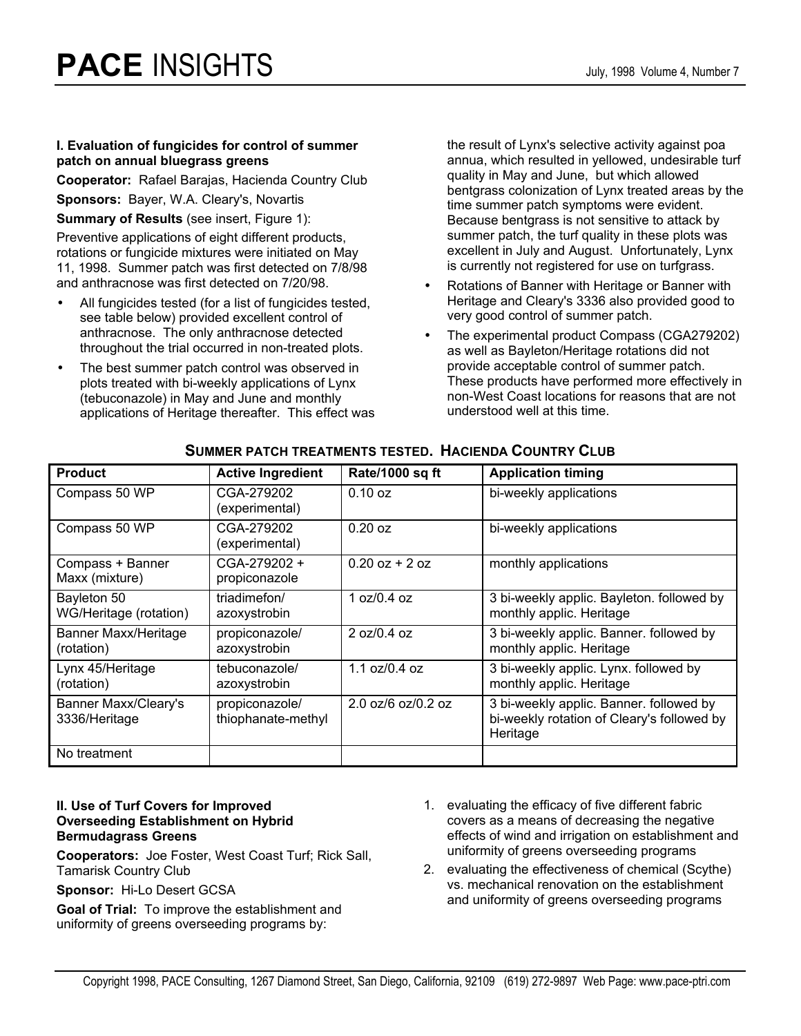# PACE INSIGHTS

### I. Evaluation of fungicides for control of summer patch on annual bluegrass greens

**Cooperator:** Rafael Barajas, Hacienda Country Club

**Sponsors:** Bayer, W.A. Cleary's, Novartis

**Summary of Results** (see insert, Figure 1):

Preventive applications of eight different products, rotations or fungicide mixtures were initiated on May 11, 1998. Summer patch was first detected on 7/8/98 and anthracnose was first detected on 7/20/98.

- All fungicides tested (for a list of fungicides tested, see table below) provided excellent control of anthracnose. The only anthracnose detected throughout the trial occurred in non-treated plots.
- The best summer patch control was observed in plots treated with bi-weekly applications of Lynx (tebuconazole) in May and June and monthly applications of Heritage thereafter. This effect was the result of Lynx's selective activity against poa annua, which resulted in yellowed, undesirable turf quality in May and June, but which allowed bentgrass colonization of Lynx treated areas by the time summer patch symptoms were evident. Because bentgrass is not sensitive to attack by summer patch, the turf quality in these plots was excellent in July and August. Unfortunately, Lynx is currently not registered for use on turfgrass.
- Rotations of Banner with Heritage or Banner with Heritage and Cleary's 3336 also provided good to very good control of summer patch.
- The experimental product Compass (CGA279202) as well as Bayleton/Heritage rotations did not provide acceptable control of summer patch. These products have performed more effectively in non-West Coast locations for reasons that are not understood well at this time.

**SUMMER PATCH TREATMENTS TESTED. HACIENDA COUNTRY CLUB**

| Product | Active Ingredient | Rate/1000 sq ft | Application timing |
|---|---|---|---|
| Compass 50 WP | CGA-279202 (experimental) | 0.10 oz | bi-weekly applications |
| Compass 50 WP | CGA-279202 (experimental) | 0.20 oz | bi-weekly applications |
| Compass + Banner Maxx (mixture) | CGA-279202 + propiconazole | 0.20 oz + 2 oz | monthly applications |
| Bayleton 50 WG/Heritage (rotation) | triadimefon/ azoxystrobin | 1 oz/0.4 oz | 3 bi-weekly applic. Bayleton. followed by monthly applic. Heritage |
| Banner Maxx/Heritage (rotation) | propiconazole/ azoxystrobin | 2 oz/0.4 oz | 3 bi-weekly applic. Banner. followed by monthly applic. Heritage |
| Lynx 45/Heritage (rotation) | tebuconazole/ azoxystrobin | 1.1 oz/0.4 oz | 3 bi-weekly applic. Lynx. followed by monthly applic. Heritage |
| Banner Maxx/Cleary's 3336/Heritage | propiconazole/ thiophanate-methyl | 2.0 oz/6 oz/0.2 oz | 3 bi-weekly applic. Banner. followed by bi-weekly rotation of Cleary's followed by Heritage |
| No treatment | | | |

### II. Use of Turf Covers for Improved Overseeding Establishment on Hybrid Bermudagrass Greens

**Cooperators:** Joe Foster, West Coast Turf; Rick Sall, Tamarisk Country Club

**Sponsor:** Hi-Lo Desert GCSA

**Goal of Trial:** To improve the establishment and uniformity of greens overseeding programs by:

1. evaluating the efficacy of five different fabric covers as a means of decreasing the negative effects of wind and irrigation on establishment and uniformity of greens overseeding programs
2. evaluating the effectiveness of chemical (Scythe) vs. mechanical renovation on the establishment and uniformity of greens overseeding programs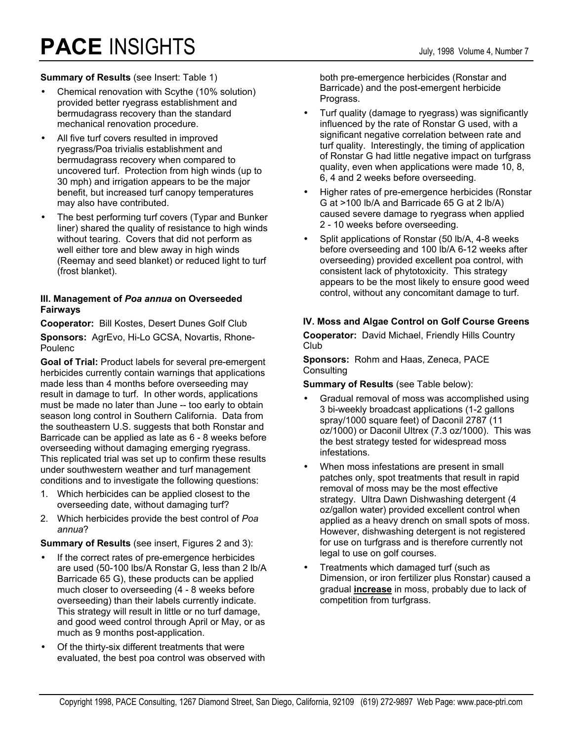**Summary of Results** (see Insert: Table 1)

- Chemical renovation with Scythe (10% solution) provided better ryegrass establishment and bermudagrass recovery than the standard mechanical renovation procedure.
- All five turf covers resulted in improved ryegrass/Poa trivialis establishment and bermudagrass recovery when compared to uncovered turf. Protection from high winds (up to 30 mph) and irrigation appears to be the major benefit, but increased turf canopy temperatures may also have contributed.
- The best performing turf covers (Typar and Bunker liner) shared the quality of resistance to high winds without tearing. Covers that did not perform as well either tore and blew away in high winds (Reemay and seed blanket) or reduced light to turf (frost blanket).

### III. Management of *Poa annua* on Overseeded Fairways

**Cooperator:** Bill Kostes, Desert Dunes Golf Club

**Sponsors:** AgrEvo, Hi-Lo GCSA, Novartis, Rhone-Poulenc

**Goal of Trial:** Product labels for several pre-emergent herbicides currently contain warnings that applications made less than 4 months before overseeding may result in damage to turf. In other words, applications must be made no later than June -- too early to obtain season long control in Southern California. Data from the southeastern U.S. suggests that both Ronstar and Barricade can be applied as late as 6 - 8 weeks before overseeding without damaging emerging ryegrass. This replicated trial was set up to confirm these results under southwestern weather and turf management conditions and to investigate the following questions:

1. Which herbicides can be applied closest to the overseeding date, without damaging turf?
2. Which herbicides provide the best control of *Poa annua*?

**Summary of Results** (see insert, Figures 2 and 3):

- If the correct rates of pre-emergence herbicides are used (50-100 lbs/A Ronstar G, less than 2 lb/A Barricade 65 G), these products can be applied much closer to overseeding (4 - 8 weeks before overseeding) than their labels currently indicate. This strategy will result in little or no turf damage, and good weed control through April or May, or as much as 9 months post-application.
- Of the thirty-six different treatments that were evaluated, the best poa control was observed with both pre-emergence herbicides (Ronstar and Barricade) and the post-emergent herbicide Prograss.
- Turf quality (damage to ryegrass) was significantly influenced by the rate of Ronstar G used, with a significant negative correlation between rate and turf quality. Interestingly, the timing of application of Ronstar G had little negative impact on turfgrass quality, even when applications were made 10, 8, 6, 4 and 2 weeks before overseeding.
- Higher rates of pre-emergence herbicides (Ronstar G at >100 lb/A and Barricade 65 G at 2 lb/A) caused severe damage to ryegrass when applied 2 - 10 weeks before overseeding.
- Split applications of Ronstar (50 lb/A, 4-8 weeks before overseeding and 100 lb/A 6-12 weeks after overseeding) provided excellent poa control, with consistent lack of phytotoxicity. This strategy appears to be the most likely to ensure good weed control, without any concomitant damage to turf.

### IV. Moss and Algae Control on Golf Course Greens

**Cooperator:** David Michael, Friendly Hills Country Club

**Sponsors:** Rohm and Haas, Zeneca, PACE Consulting

**Summary of Results** (see Table below):

- Gradual removal of moss was accomplished using 3 bi-weekly broadcast applications (1-2 gallons spray/1000 square feet) of Daconil 2787 (11 oz/1000) or Daconil Ultrex (7.3 oz/1000). This was the best strategy tested for widespread moss infestations.
- When moss infestations are present in small patches only, spot treatments that result in rapid removal of moss may be the most effective strategy. Ultra Dawn Dishwashing detergent (4 oz/gallon water) provided excellent control when applied as a heavy drench on small spots of moss. However, dishwashing detergent is not registered for use on turfgrass and is therefore currently not legal to use on golf courses.
- Treatments which damaged turf (such as Dimension, or iron fertilizer plus Ronstar) caused a gradual **increase** in moss, probably due to lack of competition from turfgrass.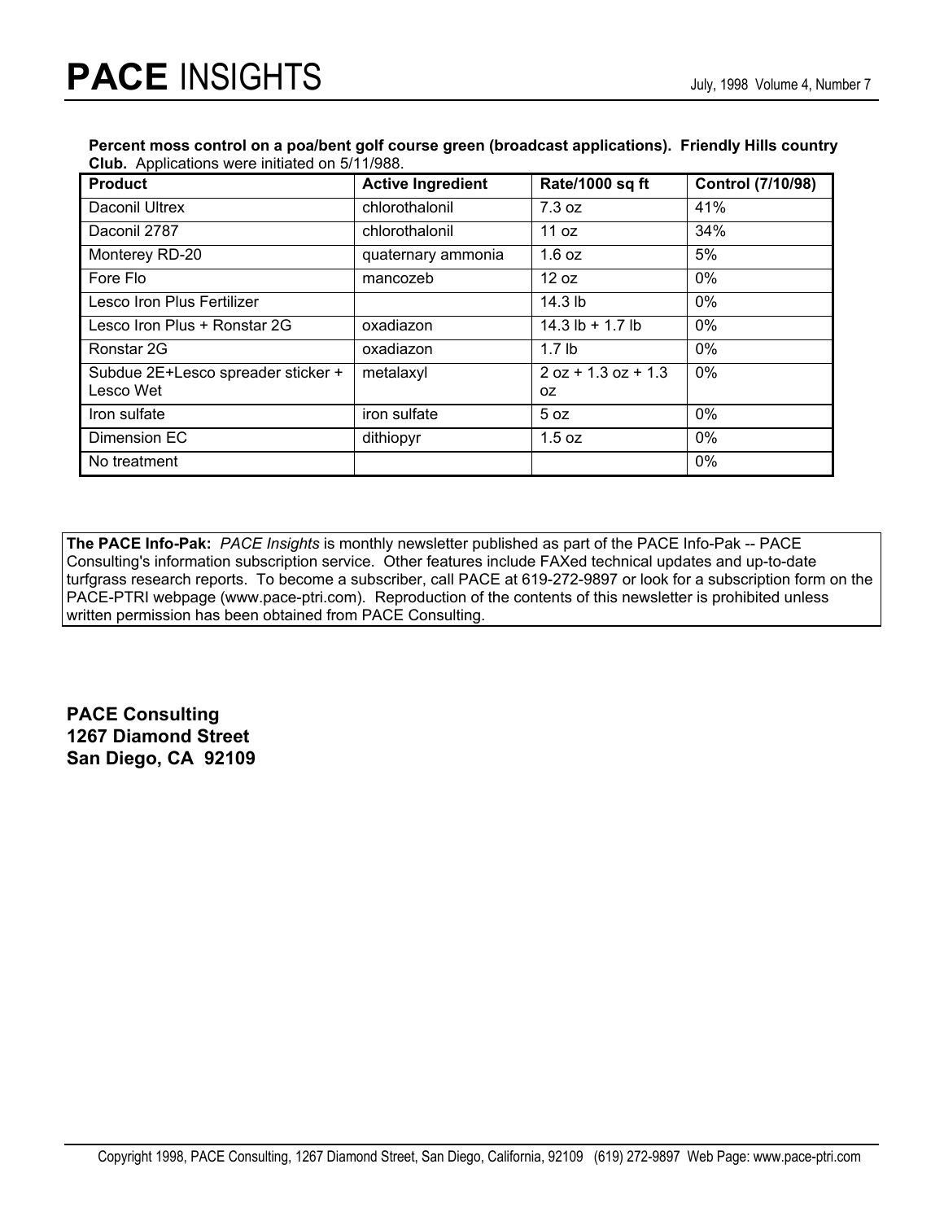**Percent moss control on a poa/bent golf course green (broadcast applications). Friendly Hills country Club.** Applications were initiated on 5/11/988.

| Product | Active Ingredient | Rate/1000 sq ft | Control (7/10/98) |
|---|---|---|---|
| Daconil Ultrex | chlorothalonil | 7.3 oz | 41% |
| Daconil 2787 | chlorothalonil | 11 oz | 34% |
| Monterey RD-20 | quaternary ammonia | 1.6 oz | 5% |
| Fore Flo | mancozeb | 12 oz | 0% |
| Lesco Iron Plus Fertilizer | | 14.3 lb | 0% |
| Lesco Iron Plus + Ronstar 2G | oxadiazon | 14.3 lb + 1.7 lb | 0% |
| Ronstar 2G | oxadiazon | 1.7 lb | 0% |
| Subdue 2E+Lesco spreader sticker + Lesco Wet | metalaxyl | 2 oz + 1.3 oz + 1.3 oz | 0% |
| Iron sulfate | iron sulfate | 5 oz | 0% |
| Dimension EC | dithiopyr | 1.5 oz | 0% |
| No treatment | | | 0% |

**The PACE Info-Pak:** *PACE Insights* is monthly newsletter published as part of the PACE Info-Pak -- PACE Consulting's information subscription service. Other features include FAXed technical updates and up-to-date turfgrass research reports. To become a subscriber, call PACE at 619-272-9897 or look for a subscription form on the PACE-PTRI webpage (www.pace-ptri.com). Reproduction of the contents of this newsletter is prohibited unless written permission has been obtained from PACE Consulting.

**PACE Consulting**
**1267 Diamond Street**
**San Diego, CA 92109**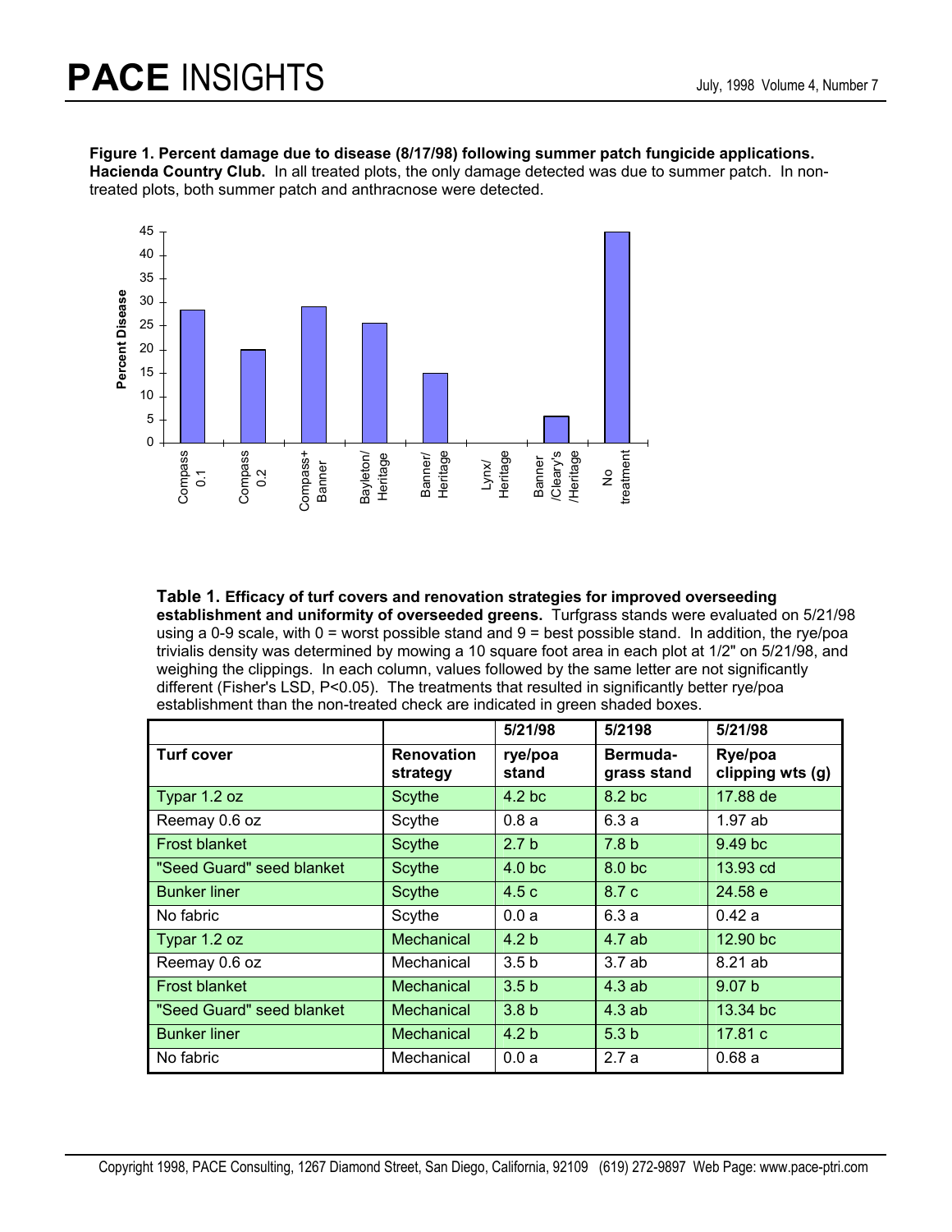**Figure 1. Percent damage due to disease (8/17/98) following summer patch fungicide applications. Hacienda Country Club.** In all treated plots, the only damage detected was due to summer patch. In non-treated plots, both summer patch and anthracnose were detected.

**Table 1. Efficacy of turf covers and renovation strategies for improved overseeding establishment and uniformity of overseeded greens.** Turfgrass stands were evaluated on 5/21/98 using a 0-9 scale, with 0 = worst possible stand and 9 = best possible stand. In addition, the rye/poa trivialis density was determined by mowing a 10 square foot area in each plot at 1/2" on 5/21/98, and weighing the clippings. In each column, values followed by the same letter are not significantly different (Fisher's LSD, P<0.05). The treatments that resulted in significantly better rye/poa establishment than the non-treated check are indicated in green shaded boxes.

| | | 5/21/98 | 5/2198 | 5/21/98 |
|---|---|---|---|---|
| **Turf cover** | **Renovation strategy** | **rye/poa stand** | **Bermuda-grass stand** | **Rye/poa clipping wts (g)** |
| Typar 1.2 oz | Scythe | 4.2 bc | 8.2 bc | 17.88 de |
| Reemay 0.6 oz | Scythe | 0.8 a | 6.3 a | 1.97 ab |
| Frost blanket | Scythe | 2.7 b | 7.8 b | 9.49 bc |
| "Seed Guard" seed blanket | Scythe | 4.0 bc | 8.0 bc | 13.93 cd |
| Bunker liner | Scythe | 4.5 c | 8.7 c | 24.58 e |
| No fabric | Scythe | 0.0 a | 6.3 a | 0.42 a |
| Typar 1.2 oz | Mechanical | 4.2 b | 4.7 ab | 12.90 bc |
| Reemay 0.6 oz | Mechanical | 3.5 b | 3.7 ab | 8.21 ab |
| Frost blanket | Mechanical | 3.5 b | 4.3 ab | 9.07 b |
| "Seed Guard" seed blanket | Mechanical | 3.8 b | 4.3 ab | 13.34 bc |
| Bunker liner | Mechanical | 4.2 b | 5.3 b | 17.81 c |
| No fabric | Mechanical | 0.0 a | 2.7 a | 0.68 a |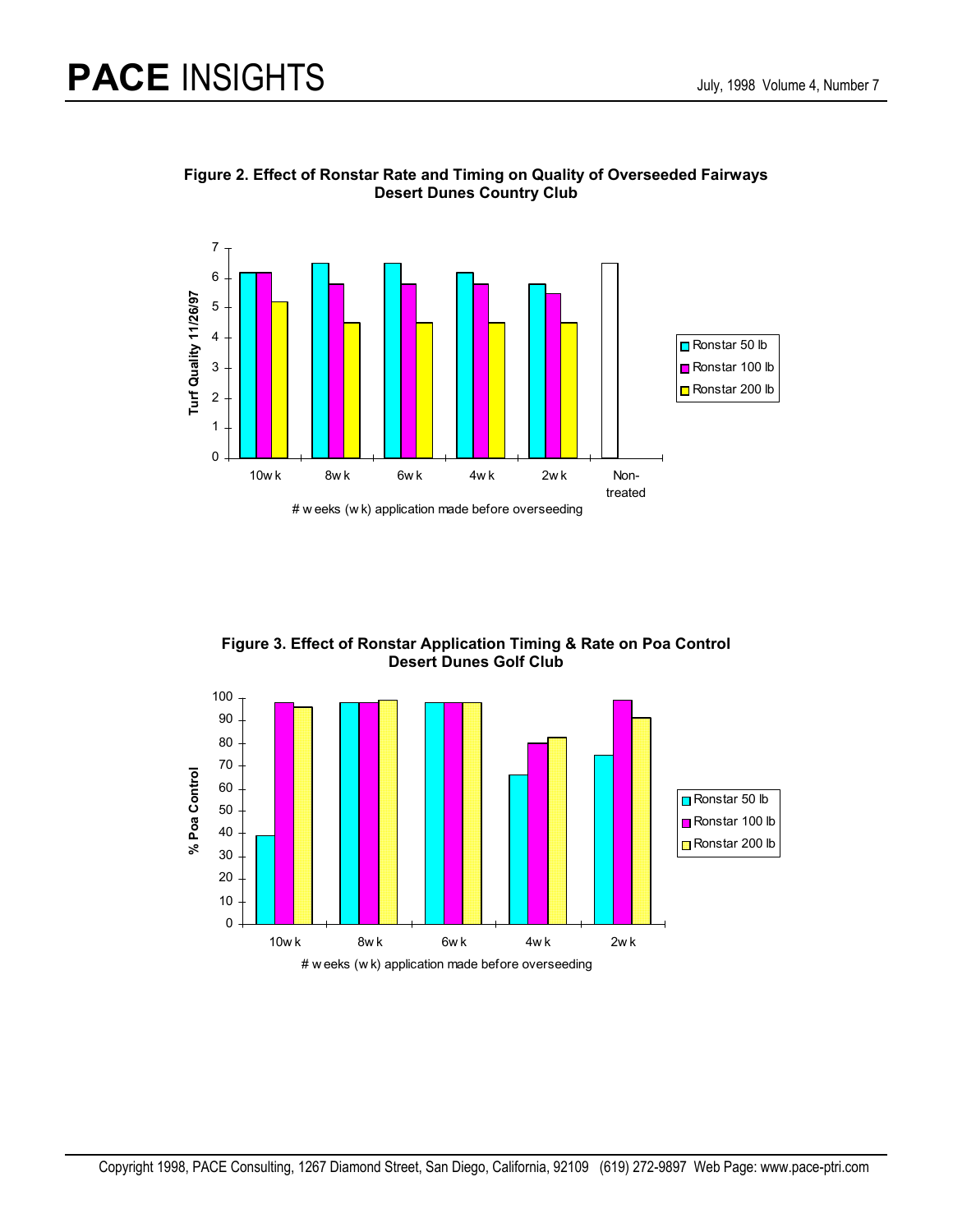**Figure 2. Effect of Ronstar Rate and Timing on Quality of Overseeded Fairways Desert Dunes Country Club**

Turf Quality 11/26/97

7
6
5
4
3
2
1
0

10w k
8w k
6w k
4w k
2w k
Non-treated

# w eeks (w k) application made before overseeding

Ronstar 50 lb
Ronstar 100 lb
Ronstar 200 lb

**Figure 3. Effect of Ronstar Application Timing & Rate on Poa Control Desert Dunes Golf Club**

% Poa Control

100
90
80
70
60
50
40
30
20
10
0

10w k
8w k
6w k
4w k
2w k

# w eeks (w k) application made before overseeding

Ronstar 50 lb
Ronstar 100 lb
Ronstar 200 lb

Copyright 1998, PACE Consulting, 1267 Diamond Street, San Diego, California, 92109 (619) 272-9897 Web Page: www.pace-ptri.com